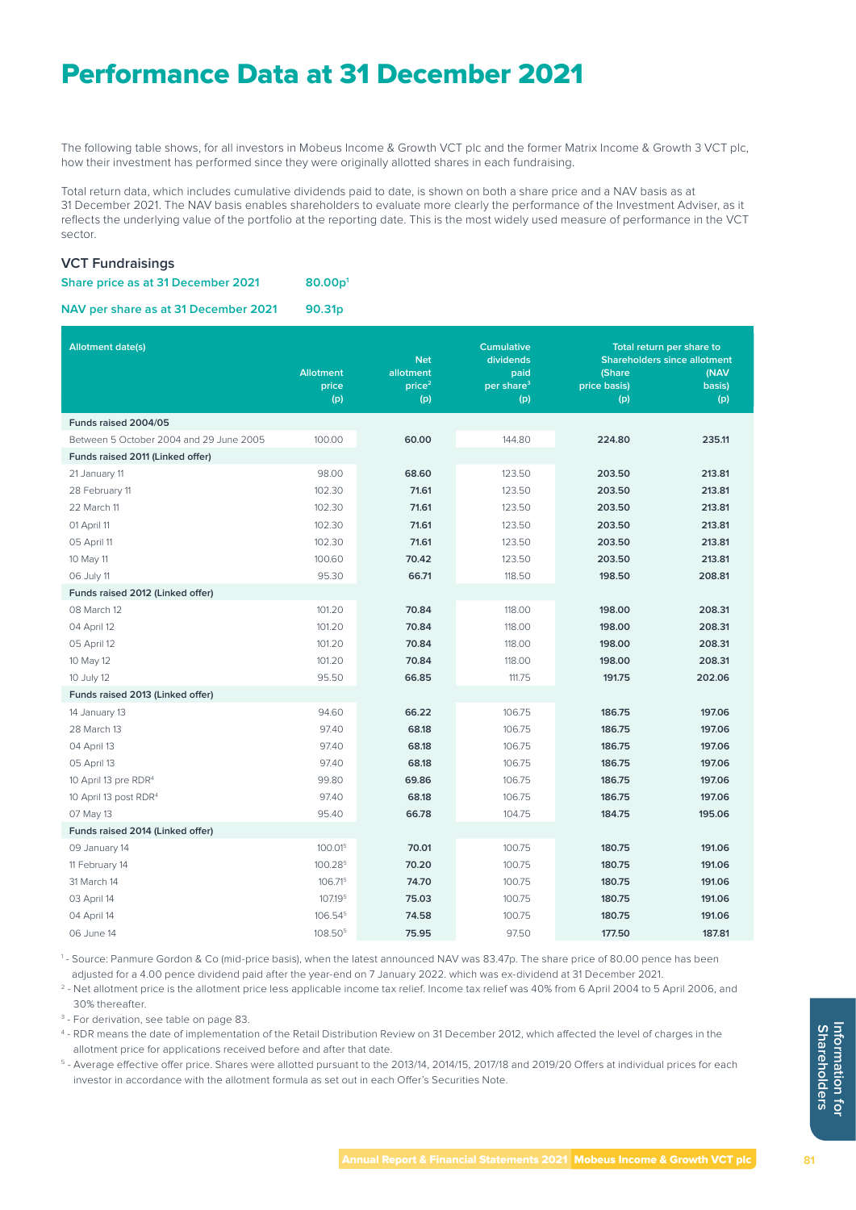# Performance Data at 31 December 2021

The following table shows, for all investors in Mobeus Income & Growth VCT plc and the former Matrix Income & Growth 3 VCT plc, how their investment has performed since they were originally allotted shares in each fundraising.

Total return data, which includes cumulative dividends paid to date, is shown on both a share price and a NAV basis as at 31 December 2021. The NAV basis enables shareholders to evaluate more clearly the performance of the Investment Adviser, as it reflects the underlying value of the portfolio at the reporting date. This is the most widely used measure of performance in the VCT sector.

### VCT Fundraisings

**Share price as at 31 December 2021** **80.00p**[1]

**NAV per share as at 31 December 2021** **90.31p**

| Allotment date(s) | Allotment price (p) | Net allotment price[2] (p) | Cumulative dividends paid per share[3] (p) | Total return per share to Shareholders since allotment (Share price basis) (p) | (NAV basis) (p) |
|---|---|---|---|---|---|
| **Funds raised 2004/05** | | | | | |
| Between 5 October 2004 and 29 June 2005 | 100.00 | **60.00** | 144.80 | **224.80** | **235.11** |
| **Funds raised 2011 (Linked offer)** | | | | | |
| 21 January 11 | 98.00 | **68.60** | 123.50 | **203.50** | **213.81** |
| 28 February 11 | 102.30 | **71.61** | 123.50 | **203.50** | **213.81** |
| 22 March 11 | 102.30 | **71.61** | 123.50 | **203.50** | **213.81** |
| 01 April 11 | 102.30 | **71.61** | 123.50 | **203.50** | **213.81** |
| 05 April 11 | 102.30 | **71.61** | 123.50 | **203.50** | **213.81** |
| 10 May 11 | 100.60 | **70.42** | 123.50 | **203.50** | **213.81** |
| 06 July 11 | 95.30 | **66.71** | 118.50 | **198.50** | **208.81** |
| **Funds raised 2012 (Linked offer)** | | | | | |
| 08 March 12 | 101.20 | **70.84** | 118.00 | **198.00** | **208.31** |
| 04 April 12 | 101.20 | **70.84** | 118.00 | **198.00** | **208.31** |
| 05 April 12 | 101.20 | **70.84** | 118.00 | **198.00** | **208.31** |
| 10 May 12 | 101.20 | **70.84** | 118.00 | **198.00** | **208.31** |
| 10 July 12 | 95.50 | **66.85** | 111.75 | **191.75** | **202.06** |
| **Funds raised 2013 (Linked offer)** | | | | | |
| 14 January 13 | 94.60 | **66.22** | 106.75 | **186.75** | **197.06** |
| 28 March 13 | 97.40 | **68.18** | 106.75 | **186.75** | **197.06** |
| 04 April 13 | 97.40 | **68.18** | 106.75 | **186.75** | **197.06** |
| 05 April 13 | 97.40 | **68.18** | 106.75 | **186.75** | **197.06** |
| 10 April 13 pre RDR[4] | 99.80 | **69.86** | 106.75 | **186.75** | **197.06** |
| 10 April 13 post RDR[4] | 97.40 | **68.18** | 106.75 | **186.75** | **197.06** |
| 07 May 13 | 95.40 | **66.78** | 104.75 | **184.75** | **195.06** |
| **Funds raised 2014 (Linked offer)** | | | | | |
| 09 January 14 | 100.01[5] | **70.01** | 100.75 | **180.75** | **191.06** |
| 11 February 14 | 100.28[5] | **70.20** | 100.75 | **180.75** | **191.06** |
| 31 March 14 | 106.71[5] | **74.70** | 100.75 | **180.75** | **191.06** |
| 03 April 14 | 107.19[5] | **75.03** | 100.75 | **180.75** | **191.06** |
| 04 April 14 | 106.54[5] | **74.58** | 100.75 | **180.75** | **191.06** |
| 06 June 14 | 108.50[5] | **75.95** | 97.50 | **177.50** | **187.81** |

[1] - Source: Panmure Gordon & Co (mid-price basis), when the latest announced NAV was 83.47p. The share price of 80.00 pence has been adjusted for a 4.00 pence dividend paid after the year-end on 7 January 2022. which was ex-dividend at 31 December 2021.

[2] - Net allotment price is the allotment price less applicable income tax relief. Income tax relief was 40% from 6 April 2004 to 5 April 2006, and 30% thereafter.

[3] - For derivation, see table on page 83.

[4] - RDR means the date of implementation of the Retail Distribution Review on 31 December 2012, which affected the level of charges in the allotment price for applications received before and after that date.

[5] - Average effective offer price. Shares were allotted pursuant to the 2013/14, 2014/15, 2017/18 and 2019/20 Offers at individual prices for each investor in accordance with the allotment formula as set out in each Offer's Securities Note.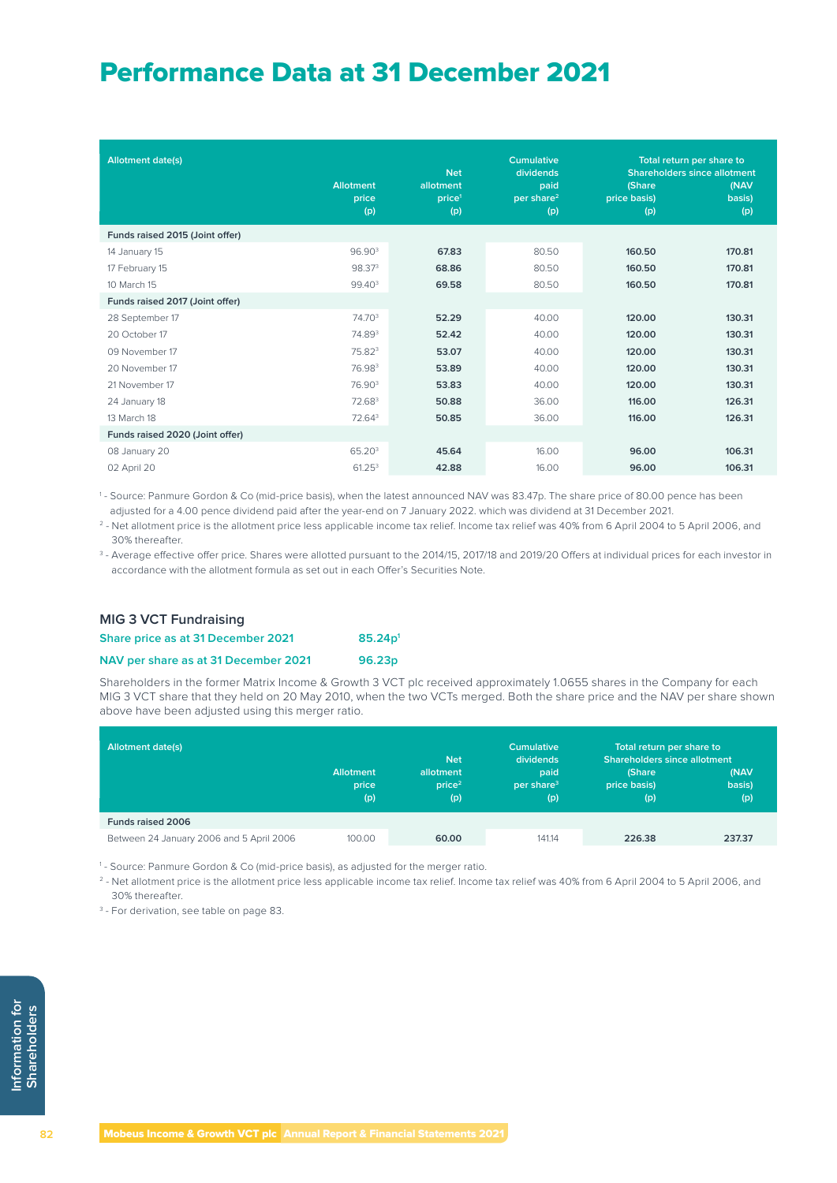# Performance Data at 31 December 2021

| Allotment date(s) | Allotment price (p) | Net allotment price[1] (p) | Cumulative dividends paid per share[2] (p) | Total return per share to Shareholders since allotment (Share price basis) (p) | (NAV basis) (p) |
|---|---|---|---|---|---|
| **Funds raised 2015 (Joint offer)** | | | | | |
| 14 January 15 | 96.90[3] | **67.83** | 80.50 | **160.50** | **170.81** |
| 17 February 15 | 98.37[3] | **68.86** | 80.50 | **160.50** | **170.81** |
| 10 March 15 | 99.40[3] | **69.58** | 80.50 | **160.50** | **170.81** |
| **Funds raised 2017 (Joint offer)** | | | | | |
| 28 September 17 | 74.70[3] | **52.29** | 40.00 | **120.00** | **130.31** |
| 20 October 17 | 74.89[3] | **52.42** | 40.00 | **120.00** | **130.31** |
| 09 November 17 | 75.82[3] | **53.07** | 40.00 | **120.00** | **130.31** |
| 20 November 17 | 76.98[3] | **53.89** | 40.00 | **120.00** | **130.31** |
| 21 November 17 | 76.90[3] | **53.83** | 40.00 | **120.00** | **130.31** |
| 24 January 18 | 72.68[3] | **50.88** | 36.00 | **116.00** | **126.31** |
| 13 March 18 | 72.64[3] | **50.85** | 36.00 | **116.00** | **126.31** |
| **Funds raised 2020 (Joint offer)** | | | | | |
| 08 January 20 | 65.20[3] | **45.64** | 16.00 | **96.00** | **106.31** |
| 02 April 20 | 61.25[3] | **42.88** | 16.00 | **96.00** | **106.31** |

[1] - Source: Panmure Gordon & Co (mid-price basis), when the latest announced NAV was 83.47p. The share price of 80.00 pence has been adjusted for a 4.00 pence dividend paid after the year-end on 7 January 2022. which was dividend at 31 December 2021.

[2] - Net allotment price is the allotment price less applicable income tax relief. Income tax relief was 40% from 6 April 2004 to 5 April 2006, and 30% thereafter.

[3] - Average effective offer price. Shares were allotted pursuant to the 2014/15, 2017/18 and 2019/20 Offers at individual prices for each investor in accordance with the allotment formula as set out in each Offer's Securities Note.

## MIG 3 VCT Fundraising

**Share price as at 31 December 2021** **85.24p**[1]

**NAV per share as at 31 December 2021** **96.23p**

Shareholders in the former Matrix Income & Growth 3 VCT plc received approximately 1.0655 shares in the Company for each MIG 3 VCT share that they held on 20 May 2010, when the two VCTs merged. Both the share price and the NAV per share shown above have been adjusted using this merger ratio.

| Allotment date(s) | Allotment price (p) | Net allotment price[2] (p) | Cumulative dividends paid per share[3] (p) | Total return per share to Shareholders since allotment (Share price basis) (p) | (NAV basis) (p) |
|---|---|---|---|---|---|
| **Funds raised 2006** | | | | | |
| Between 24 January 2006 and 5 April 2006 | 100.00 | **60.00** | 141.14 | **226.38** | **237.37** |

[1] - Source: Panmure Gordon & Co (mid-price basis), as adjusted for the merger ratio.

[2] - Net allotment price is the allotment price less applicable income tax relief. Income tax relief was 40% from 6 April 2004 to 5 April 2006, and 30% thereafter.

[3] - For derivation, see table on page 83.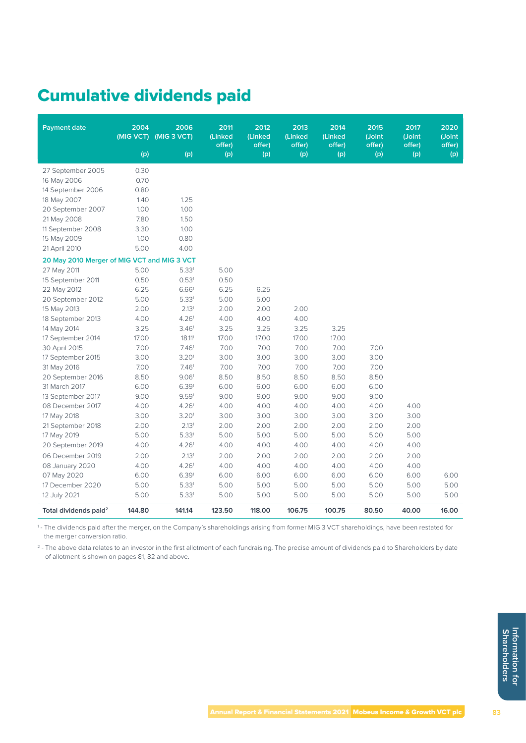# Cumulative dividends paid

| Payment date | 2004 (MIG VCT) (p) | 2006 (MIG 3 VCT) (p) | 2011 (Linked offer) (p) | 2012 (Linked offer) (p) | 2013 (Linked offer) (p) | 2014 (Linked offer) (p) | 2015 (Joint offer) (p) | 2017 (Joint offer) (p) | 2020 (Joint offer) (p) |
|---|---|---|---|---|---|---|---|---|---|
| 27 September 2005 | 0.30 | | | | | | | | |
| 16 May 2006 | 0.70 | | | | | | | | |
| 14 September 2006 | 0.80 | | | | | | | | |
| 18 May 2007 | 1.40 | 1.25 | | | | | | | |
| 20 September 2007 | 1.00 | 1.00 | | | | | | | |
| 21 May 2008 | 7.80 | 1.50 | | | | | | | |
| 11 September 2008 | 3.30 | 1.00 | | | | | | | |
| 15 May 2009 | 1.00 | 0.80 | | | | | | | |
| 21 April 2010 | 5.00 | 4.00 | | | | | | | |
| **20 May 2010 Merger of MIG VCT and MIG 3 VCT** | | | | | | | | | |
| 27 May 2011 | 5.00 | 5.33[1] | 5.00 | | | | | | |
| 15 September 2011 | 0.50 | 0.53[1] | 0.50 | | | | | | |
| 22 May 2012 | 6.25 | 6.66[1] | 6.25 | 6.25 | | | | | |
| 20 September 2012 | 5.00 | 5.33[1] | 5.00 | 5.00 | | | | | |
| 15 May 2013 | 2.00 | 2.13[1] | 2.00 | 2.00 | 2.00 | | | | |
| 18 September 2013 | 4.00 | 4.26[1] | 4.00 | 4.00 | 4.00 | | | | |
| 14 May 2014 | 3.25 | 3.46[1] | 3.25 | 3.25 | 3.25 | 3.25 | | | |
| 17 September 2014 | 17.00 | 18.11[1] | 17.00 | 17.00 | 17.00 | 17.00 | | | |
| 30 April 2015 | 7.00 | 7.46[1] | 7.00 | 7.00 | 7.00 | 7.00 | 7.00 | | |
| 17 September 2015 | 3.00 | 3.20[1] | 3.00 | 3.00 | 3.00 | 3.00 | 3.00 | | |
| 31 May 2016 | 7.00 | 7.46[1] | 7.00 | 7.00 | 7.00 | 7.00 | 7.00 | | |
| 20 September 2016 | 8.50 | 9.06[1] | 8.50 | 8.50 | 8.50 | 8.50 | 8.50 | | |
| 31 March 2017 | 6.00 | 6.39[1] | 6.00 | 6.00 | 6.00 | 6.00 | 6.00 | | |
| 13 September 2017 | 9.00 | 9.59[1] | 9.00 | 9.00 | 9.00 | 9.00 | 9.00 | | |
| 08 December 2017 | 4.00 | 4.26[1] | 4.00 | 4.00 | 4.00 | 4.00 | 4.00 | 4.00 | |
| 17 May 2018 | 3.00 | 3.20[1] | 3.00 | 3.00 | 3.00 | 3.00 | 3.00 | 3.00 | |
| 21 September 2018 | 2.00 | 2.13[1] | 2.00 | 2.00 | 2.00 | 2.00 | 2.00 | 2.00 | |
| 17 May 2019 | 5.00 | 5.33[1] | 5.00 | 5.00 | 5.00 | 5.00 | 5.00 | 5.00 | |
| 20 September 2019 | 4.00 | 4.26[1] | 4.00 | 4.00 | 4.00 | 4.00 | 4.00 | 4.00 | |
| 06 December 2019 | 2.00 | 2.13[1] | 2.00 | 2.00 | 2.00 | 2.00 | 2.00 | 2.00 | |
| 08 January 2020 | 4.00 | 4.26[1] | 4.00 | 4.00 | 4.00 | 4.00 | 4.00 | 4.00 | |
| 07 May 2020 | 6.00 | 6.39[1] | 6.00 | 6.00 | 6.00 | 6.00 | 6.00 | 6.00 | 6.00 |
| 17 December 2020 | 5.00 | 5.33[1] | 5.00 | 5.00 | 5.00 | 5.00 | 5.00 | 5.00 | 5.00 |
| 12 July 2021 | 5.00 | 5.33[1] | 5.00 | 5.00 | 5.00 | 5.00 | 5.00 | 5.00 | 5.00 |
| **Total dividends paid[2]** | **144.80** | **141.14** | **123.50** | **118.00** | **106.75** | **100.75** | **80.50** | **40.00** | **16.00** |

[1] - The dividends paid after the merger, on the Company's shareholdings arising from former MIG 3 VCT shareholdings, have been restated for the merger conversion ratio.

[2] - The above data relates to an investor in the first allotment of each fundraising. The precise amount of dividends paid to Shareholders by date of allotment is shown on pages 81, 82 and above.